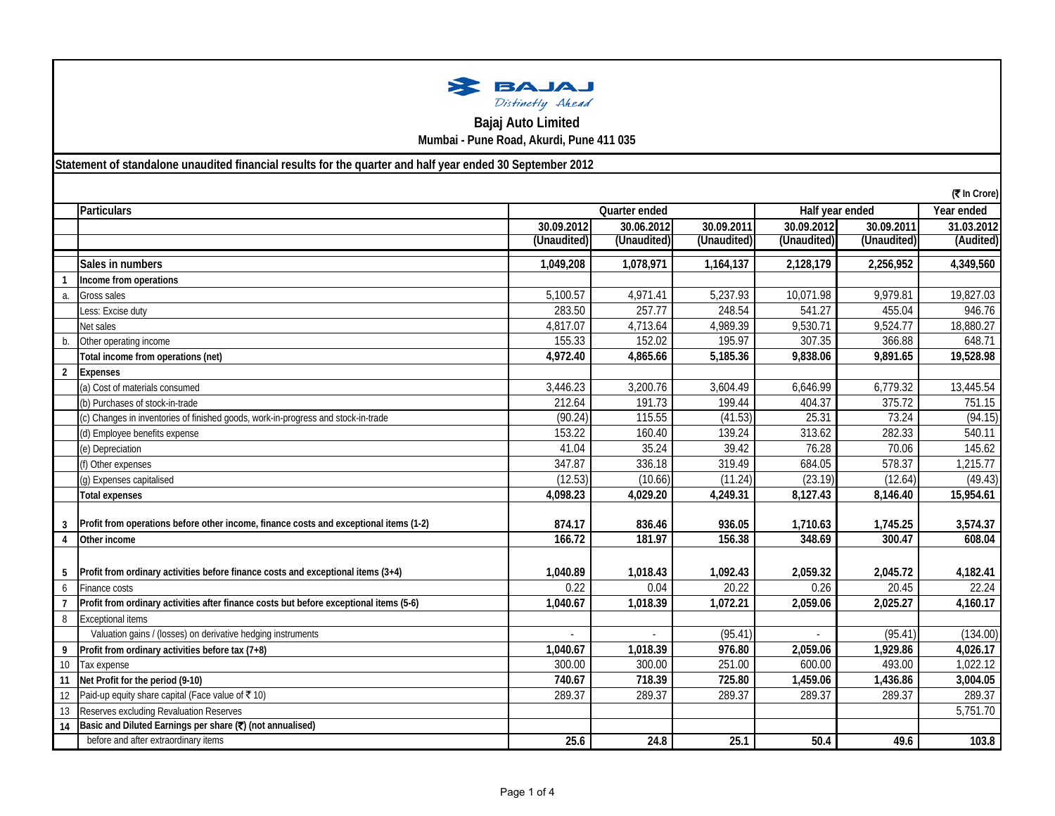# Bajaj Auto Limited

**Mumbai - Pune Road, Akurdi, Pune 411 035**

**Statement of standalone unaudited financial results for the quarter and half year ended 30 September 2012**

(₹ In Crore)

| | Particulars | Quarter ended | | | Half year ended | | Year ended |
|---|---|---|---|---|---|---|---|
| | | 30.09.2012 | 30.06.2012 | 30.09.2011 | 30.09.2012 | 30.09.2011 | 31.03.2012 |
| | | (Unaudited) | (Unaudited) | (Unaudited) | (Unaudited) | (Unaudited) | (Audited) |
| | **Sales in numbers** | **1,049,208** | **1,078,971** | **1,164,137** | **2,128,179** | **2,256,952** | **4,349,560** |
| **1** | **Income from operations** | | | | | | |
| a. | Gross sales | 5,100.57 | 4,971.41 | 5,237.93 | 10,071.98 | 9,979.81 | 19,827.03 |
| | Less: Excise duty | 283.50 | 257.77 | 248.54 | 541.27 | 455.04 | 946.76 |
| | Net sales | 4,817.07 | 4,713.64 | 4,989.39 | 9,530.71 | 9,524.77 | 18,880.27 |
| b. | Other operating income | 155.33 | 152.02 | 195.97 | 307.35 | 366.88 | 648.71 |
| | **Total income from operations (net)** | **4,972.40** | **4,865.66** | **5,185.36** | **9,838.06** | **9,891.65** | **19,528.98** |
| **2** | **Expenses** | | | | | | |
| | (a) Cost of materials consumed | 3,446.23 | 3,200.76 | 3,604.49 | 6,646.99 | 6,779.32 | 13,445.54 |
| | (b) Purchases of stock-in-trade | 212.64 | 191.73 | 199.44 | 404.37 | 375.72 | 751.15 |
| | (c) Changes in inventories of finished goods, work-in-progress and stock-in-trade | (90.24) | 115.55 | (41.53) | 25.31 | 73.24 | (94.15) |
| | (d) Employee benefits expense | 153.22 | 160.40 | 139.24 | 313.62 | 282.33 | 540.11 |
| | (e) Depreciation | 41.04 | 35.24 | 39.42 | 76.28 | 70.06 | 145.62 |
| | (f) Other expenses | 347.87 | 336.18 | 319.49 | 684.05 | 578.37 | 1,215.77 |
| | (g) Expenses capitalised | (12.53) | (10.66) | (11.24) | (23.19) | (12.64) | (49.43) |
| | **Total expenses** | **4,098.23** | **4,029.20** | **4,249.31** | **8,127.43** | **8,146.40** | **15,954.61** |
| **3** | **Profit from operations before other income, finance costs and exceptional items (1-2)** | **874.17** | **836.46** | **936.05** | **1,710.63** | **1,745.25** | **3,574.37** |
| **4** | **Other income** | **166.72** | **181.97** | **156.38** | **348.69** | **300.47** | **608.04** |
| **5** | **Profit from ordinary activities before finance costs and exceptional items (3+4)** | **1,040.89** | **1,018.43** | **1,092.43** | **2,059.32** | **2,045.72** | **4,182.41** |
| 6 | Finance costs | 0.22 | 0.04 | 20.22 | 0.26 | 20.45 | 22.24 |
| **7** | **Profit from ordinary activities after finance costs but before exceptional items (5-6)** | **1,040.67** | **1,018.39** | **1,072.21** | **2,059.06** | **2,025.27** | **4,160.17** |
| 8 | Exceptional items | | | | | | |
| | Valuation gains / (losses) on derivative hedging instruments | - | - | (95.41) | - | (95.41) | (134.00) |
| **9** | **Profit from ordinary activities before tax (7+8)** | **1,040.67** | **1,018.39** | **976.80** | **2,059.06** | **1,929.86** | **4,026.17** |
| 10 | Tax expense | 300.00 | 300.00 | 251.00 | 600.00 | 493.00 | 1,022.12 |
| **11** | **Net Profit for the period (9-10)** | **740.67** | **718.39** | **725.80** | **1,459.06** | **1,436.86** | **3,004.05** |
| 12 | Paid-up equity share capital (Face value of ₹ 10) | 289.37 | 289.37 | 289.37 | 289.37 | 289.37 | 289.37 |
| 13 | Reserves excluding Revaluation Reserves | | | | | | 5,751.70 |
| **14** | **Basic and Diluted Earnings per share (₹) (not annualised)** | | | | | | |
| | before and after extraordinary items | **25.6** | **24.8** | **25.1** | **50.4** | **49.6** | **103.8** |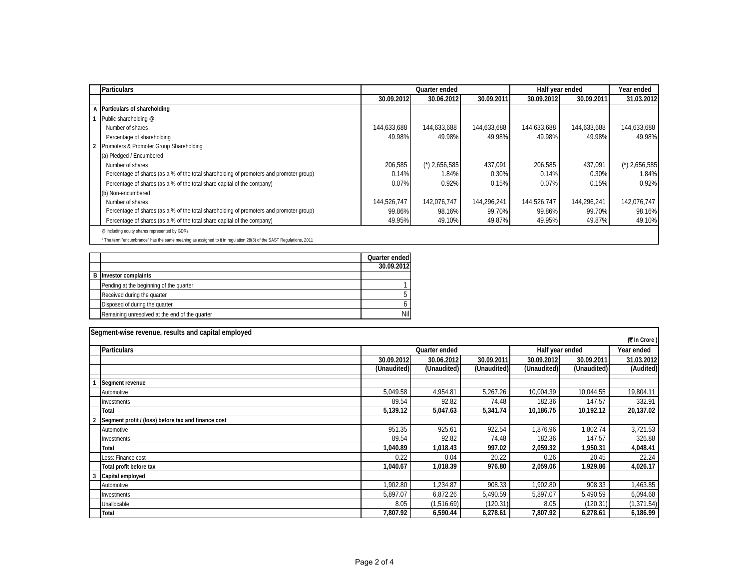| | Particulars | Quarter ended | | | Half year ended | | Year ended |
|---|---|---|---|---|---|---|---|
| | | 30.09.2012 | 30.06.2012 | 30.09.2011 | 30.09.2012 | 30.09.2011 | 31.03.2012 |
| A | Particulars of shareholding | | | | | | |
| 1 | Public shareholding @ | | | | | | |
| | Number of shares | 144,633,688 | 144,633,688 | 144,633,688 | 144,633,688 | 144,633,688 | 144,633,688 |
| | Percentage of shareholding | 49.98% | 49.98% | 49.98% | 49.98% | 49.98% | 49.98% |
| 2 | Promoters & Promoter Group Shareholding | | | | | | |
| | (a) Pledged / Encumbered | | | | | | |
| | Number of shares | 206,585 | (*) 2,656,585 | 437,091 | 206,585 | 437,091 | (*) 2,656,585 |
| | Percentage of shares (as a % of the total shareholding of promoters and promoter group) | 0.14% | 1.84% | 0.30% | 0.14% | 0.30% | 1.84% |
| | Percentage of shares (as a % of the total share capital of the company) | 0.07% | 0.92% | 0.15% | 0.07% | 0.15% | 0.92% |
| | (b) Non-encumbered | | | | | | |
| | Number of shares | 144,526,747 | 142,076,747 | 144,296,241 | 144,526,747 | 144,296,241 | 142,076,747 |
| | Percentage of shares (as a % of the total shareholding of promoters and promoter group) | 99.86% | 98.16% | 99.70% | 99.86% | 99.70% | 98.16% |
| | Percentage of shares (as a % of the total share capital of the company) | 49.95% | 49.10% | 49.87% | 49.95% | 49.87% | 49.10% |

@ including equity shares represented by GDRs.

* The term "encumbrance" has the same meaning as assigned to it in regulation 28(3) of the SAST Regulations, 2011

| | | Quarter ended |
|---|---|---|
| | | 30.09.2012 |
| B | Investor complaints | |
| | Pending at the beginning of the quarter | 1 |
| | Received during the quarter | 5 |
| | Disposed of during the quarter | 6 |
| | Remaining unresolved at the end of the quarter | Nil |

## Segment-wise revenue, results and capital employed

(₹ In Crore )

| | Particulars | Quarter ended | | | Half year ended | | Year ended |
|---|---|---|---|---|---|---|---|
| | | 30.09.2012 | 30.06.2012 | 30.09.2011 | 30.09.2012 | 30.09.2011 | 31.03.2012 |
| | | (Unaudited) | (Unaudited) | (Unaudited) | (Unaudited) | (Unaudited) | (Audited) |
| 1 | **Segment revenue** | | | | | | |
| | Automotive | 5,049.58 | 4,954.81 | 5,267.26 | 10,004.39 | 10,044.55 | 19,804.11 |
| | Investments | 89.54 | 92.82 | 74.48 | 182.36 | 147.57 | 332.91 |
| | **Total** | **5,139.12** | **5,047.63** | **5,341.74** | **10,186.75** | **10,192.12** | **20,137.02** |
| 2 | **Segment profit / (loss) before tax and finance cost** | | | | | | |
| | Automotive | 951.35 | 925.61 | 922.54 | 1,876.96 | 1,802.74 | 3,721.53 |
| | Investments | 89.54 | 92.82 | 74.48 | 182.36 | 147.57 | 326.88 |
| | **Total** | **1,040.89** | **1,018.43** | **997.02** | **2,059.32** | **1,950.31** | **4,048.41** |
| | Less: Finance cost | 0.22 | 0.04 | 20.22 | 0.26 | 20.45 | 22.24 |
| | **Total profit before tax** | **1,040.67** | **1,018.39** | **976.80** | **2,059.06** | **1,929.86** | **4,026.17** |
| 3 | **Capital employed** | | | | | | |
| | Automotive | 1,902.80 | 1,234.87 | 908.33 | 1,902.80 | 908.33 | 1,463.85 |
| | Investments | 5,897.07 | 6,872.26 | 5,490.59 | 5,897.07 | 5,490.59 | 6,094.68 |
| | Unallocable | 8.05 | (1,516.69) | (120.31) | 8.05 | (120.31) | (1,371.54) |
| | **Total** | **7,807.92** | **6,590.44** | **6,278.61** | **7,807.92** | **6,278.61** | **6,186.99** |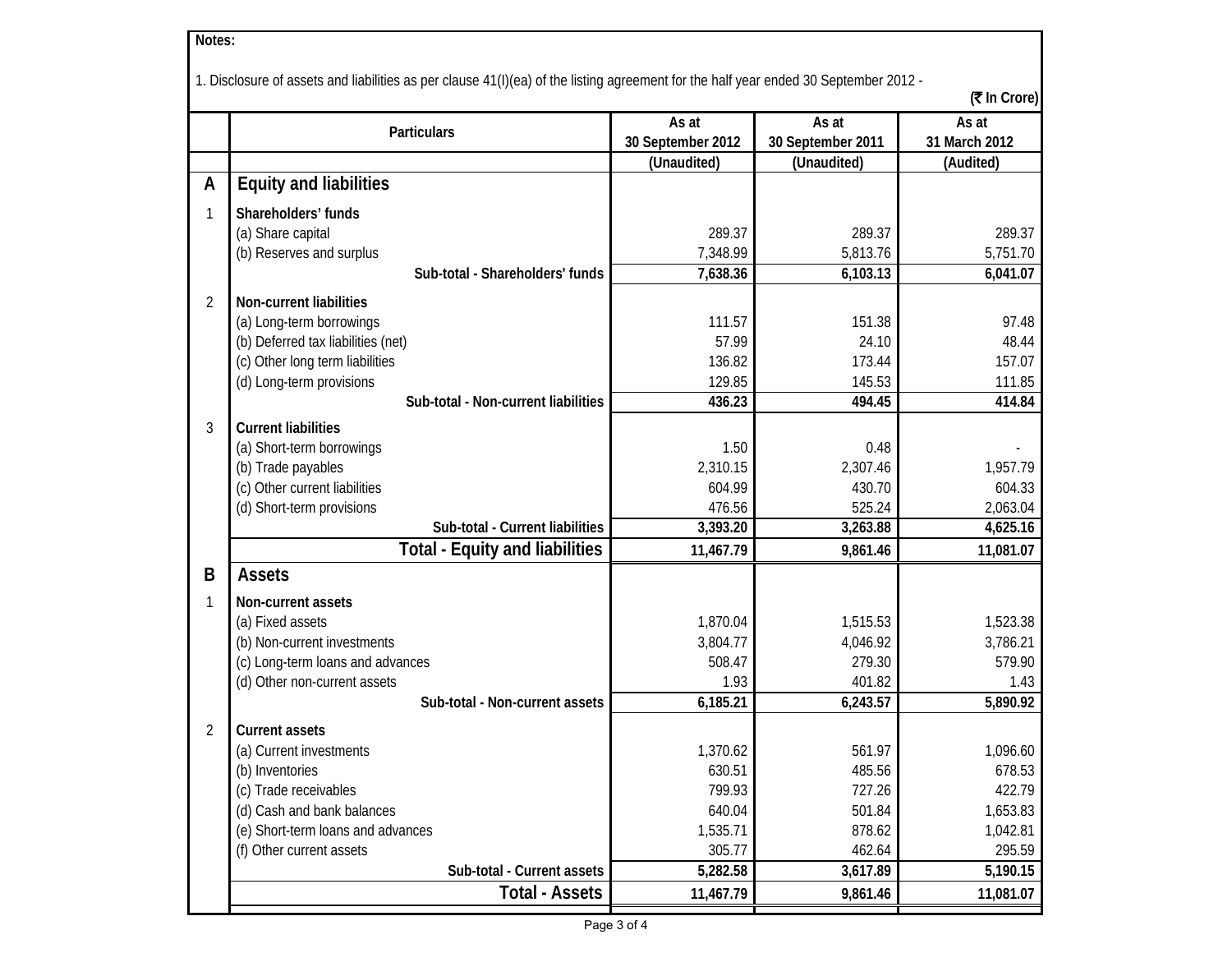**Notes:**

1. Disclosure of assets and liabilities as per clause 41(I)(ea) of the listing agreement for the half year ended 30 September 2012 -

**(₹ In Crore)**

| | Particulars | As at 30 September 2012 | As at 30 September 2011 | As at 31 March 2012 |
|---|---|---|---|---|
| | | (Unaudited) | (Unaudited) | (Audited) |
| **A** | **Equity and liabilities** | | | |
| 1 | **Shareholders' funds** | | | |
| | (a) Share capital | 289.37 | 289.37 | 289.37 |
| | (b) Reserves and surplus | 7,348.99 | 5,813.76 | 5,751.70 |
| | **Sub-total - Shareholders' funds** | **7,638.36** | **6,103.13** | **6,041.07** |
| 2 | **Non-current liabilities** | | | |
| | (a) Long-term borrowings | 111.57 | 151.38 | 97.48 |
| | (b) Deferred tax liabilities (net) | 57.99 | 24.10 | 48.44 |
| | (c) Other long term liabilities | 136.82 | 173.44 | 157.07 |
| | (d) Long-term provisions | 129.85 | 145.53 | 111.85 |
| | **Sub-total - Non-current liabilities** | **436.23** | **494.45** | **414.84** |
| 3 | **Current liabilities** | | | |
| | (a) Short-term borrowings | 1.50 | 0.48 | - |
| | (b) Trade payables | 2,310.15 | 2,307.46 | 1,957.79 |
| | (c) Other current liabilities | 604.99 | 430.70 | 604.33 |
| | (d) Short-term provisions | 476.56 | 525.24 | 2,063.04 |
| | **Sub-total - Current liabilities** | **3,393.20** | **3,263.88** | **4,625.16** |
| | **Total - Equity and liabilities** | **11,467.79** | **9,861.46** | **11,081.07** |
| **B** | **Assets** | | | |
| 1 | **Non-current assets** | | | |
| | (a) Fixed assets | 1,870.04 | 1,515.53 | 1,523.38 |
| | (b) Non-current investments | 3,804.77 | 4,046.92 | 3,786.21 |
| | (c) Long-term loans and advances | 508.47 | 279.30 | 579.90 |
| | (d) Other non-current assets | 1.93 | 401.82 | 1.43 |
| | **Sub-total - Non-current assets** | **6,185.21** | **6,243.57** | **5,890.92** |
| 2 | **Current assets** | | | |
| | (a) Current investments | 1,370.62 | 561.97 | 1,096.60 |
| | (b) Inventories | 630.51 | 485.56 | 678.53 |
| | (c) Trade receivables | 799.93 | 727.26 | 422.79 |
| | (d) Cash and bank balances | 640.04 | 501.84 | 1,653.83 |
| | (e) Short-term loans and advances | 1,535.71 | 878.62 | 1,042.81 |
| | (f) Other current assets | 305.77 | 462.64 | 295.59 |
| | **Sub-total - Current assets** | **5,282.58** | **3,617.89** | **5,190.15** |
| | **Total - Assets** | **11,467.79** | **9,861.46** | **11,081.07** |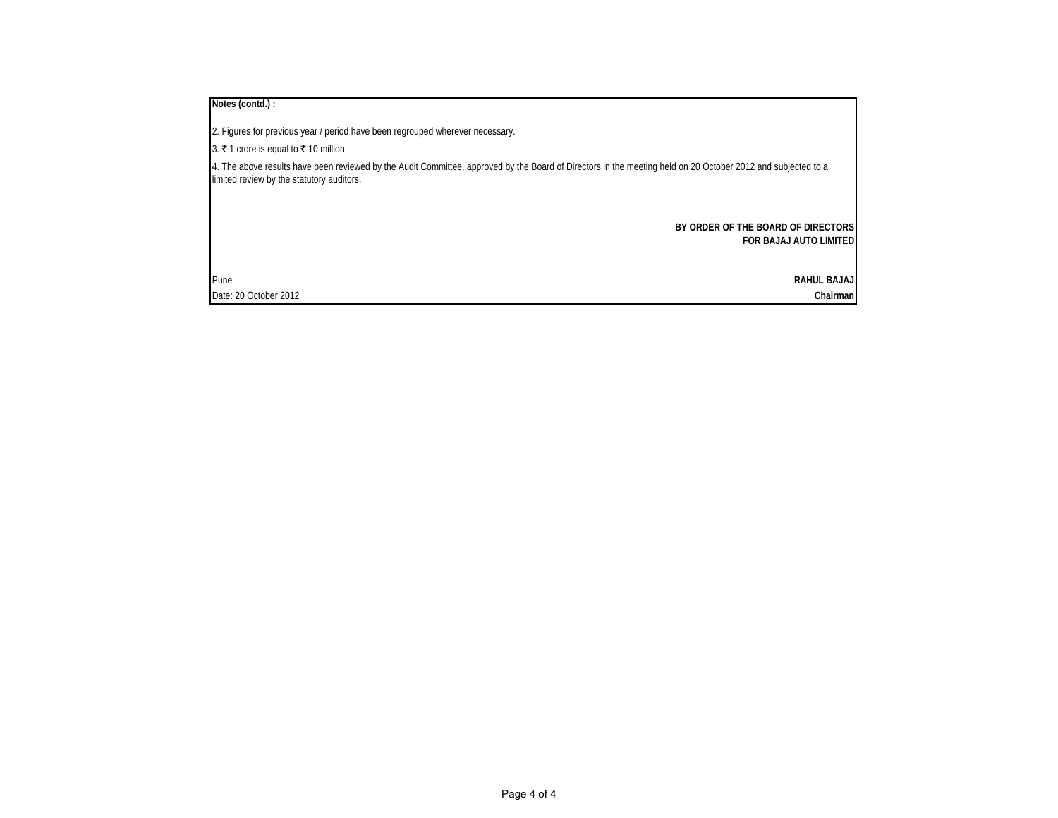**Notes (contd.) :**

2. Figures for previous year / period have been regrouped wherever necessary.

3. ₹ 1 crore is equal to ₹ 10 million.

4. The above results have been reviewed by the Audit Committee, approved by the Board of Directors in the meeting held on 20 October 2012 and subjected to a limited review by the statutory auditors.

**BY ORDER OF THE BOARD OF DIRECTORS**
**FOR BAJAJ AUTO LIMITED**

Pune
Date: 20 October 2012

**RAHUL BAJAJ**
**Chairman**